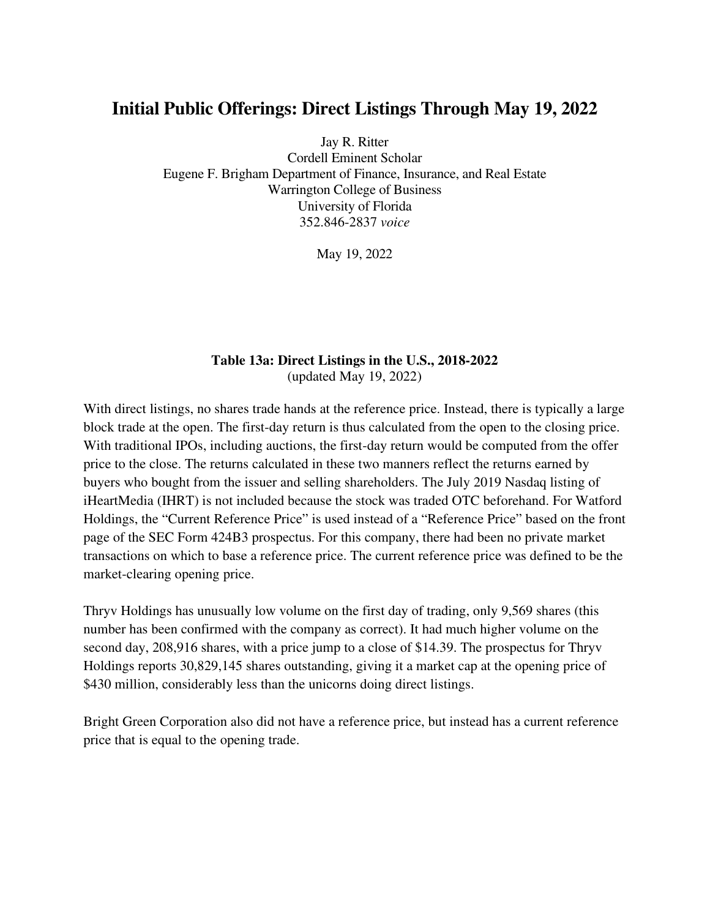# Initial Public Offerings: Direct Listings Through May 19, 2022

Jay R. Ritter
Cordell Eminent Scholar
Eugene F. Brigham Department of Finance, Insurance, and Real Estate
Warrington College of Business
University of Florida
352.846-2837 *voice*

May 19, 2022

### Table 13a: Direct Listings in the U.S., 2018-2022

(updated May 19, 2022)

With direct listings, no shares trade hands at the reference price. Instead, there is typically a large block trade at the open. The first-day return is thus calculated from the open to the closing price. With traditional IPOs, including auctions, the first-day return would be computed from the offer price to the close. The returns calculated in these two manners reflect the returns earned by buyers who bought from the issuer and selling shareholders. The July 2019 Nasdaq listing of iHeartMedia (IHRT) is not included because the stock was traded OTC beforehand. For Watford Holdings, the "Current Reference Price" is used instead of a "Reference Price" based on the front page of the SEC Form 424B3 prospectus. For this company, there had been no private market transactions on which to base a reference price. The current reference price was defined to be the market-clearing opening price.

Thryv Holdings has unusually low volume on the first day of trading, only 9,569 shares (this number has been confirmed with the company as correct). It had much higher volume on the second day, 208,916 shares, with a price jump to a close of $14.39. The prospectus for Thryv Holdings reports 30,829,145 shares outstanding, giving it a market cap at the opening price of $430 million, considerably less than the unicorns doing direct listings.

Bright Green Corporation also did not have a reference price, but instead has a current reference price that is equal to the opening trade.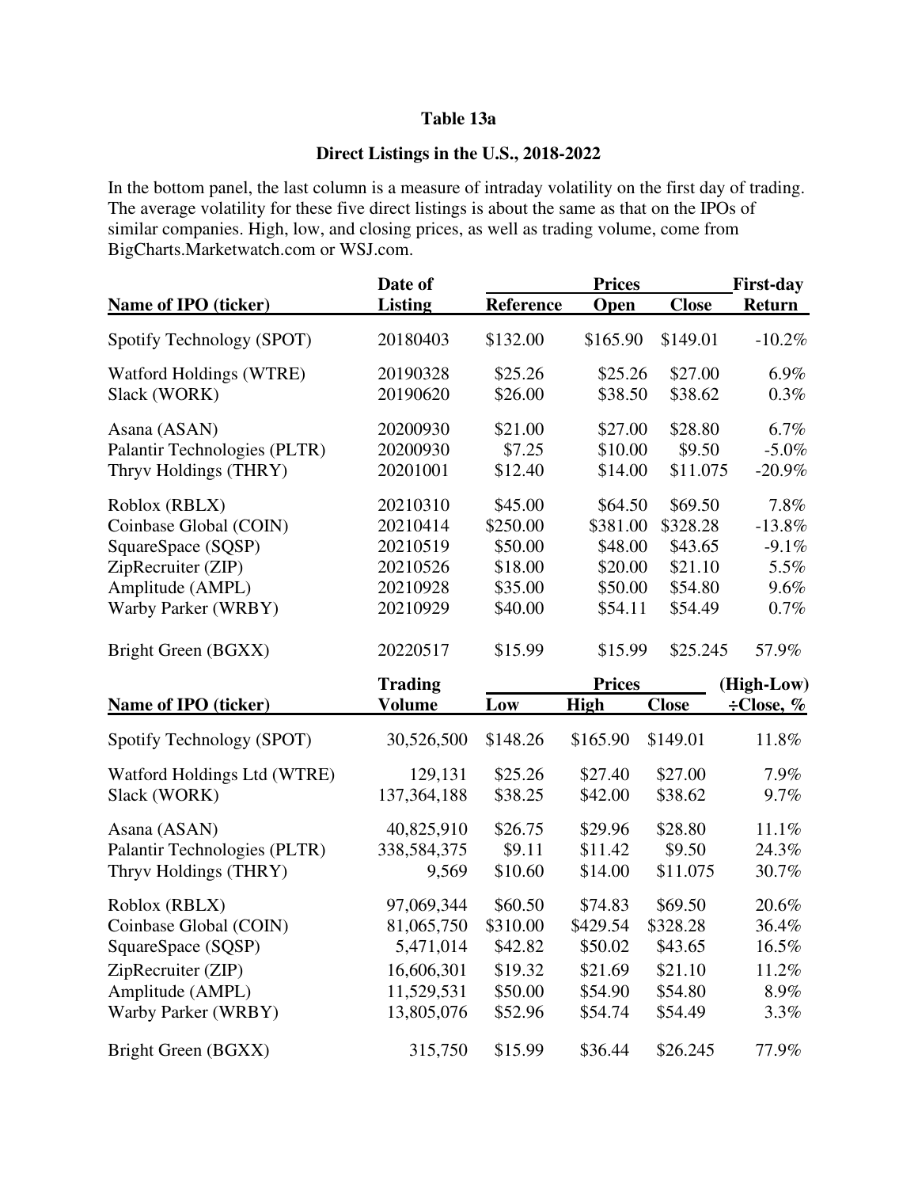**Table 13a**

**Direct Listings in the U.S., 2018-2022**

In the bottom panel, the last column is a measure of intraday volatility on the first day of trading. The average volatility for these five direct listings is about the same as that on the IPOs of similar companies. High, low, and closing prices, as well as trading volume, come from BigCharts.Marketwatch.com or WSJ.com.

| Name of IPO (ticker) | Date of Listing | Prices | | | First-day Return |
|---|---|---|---|---|---|
| | | Reference | Open | Close | |
| Spotify Technology (SPOT) | 20180403 | $132.00 | $165.90 | $149.01 | -10.2% |
| Watford Holdings (WTRE) | 20190328 | $25.26 | $25.26 | $27.00 | 6.9% |
| Slack (WORK) | 20190620 | $26.00 | $38.50 | $38.62 | 0.3% |
| Asana (ASAN) | 20200930 | $21.00 | $27.00 | $28.80 | 6.7% |
| Palantir Technologies (PLTR) | 20200930 | $7.25 | $10.00 | $9.50 | -5.0% |
| Thryv Holdings (THRY) | 20201001 | $12.40 | $14.00 | $11.075 | -20.9% |
| Roblox (RBLX) | 20210310 | $45.00 | $64.50 | $69.50 | 7.8% |
| Coinbase Global (COIN) | 20210414 | $250.00 | $381.00 | $328.28 | -13.8% |
| SquareSpace (SQSP) | 20210519 | $50.00 | $48.00 | $43.65 | -9.1% |
| ZipRecruiter (ZIP) | 20210526 | $18.00 | $20.00 | $21.10 | 5.5% |
| Amplitude (AMPL) | 20210928 | $35.00 | $50.00 | $54.80 | 9.6% |
| Warby Parker (WRBY) | 20210929 | $40.00 | $54.11 | $54.49 | 0.7% |
| Bright Green (BGXX) | 20220517 | $15.99 | $15.99 | $25.245 | 57.9% |

| Name of IPO (ticker) | Trading Volume | Prices | | | (High-Low) ÷Close, % |
|---|---|---|---|---|---|
| | | Low | High | Close | |
| Spotify Technology (SPOT) | 30,526,500 | $148.26 | $165.90 | $149.01 | 11.8% |
| Watford Holdings Ltd (WTRE) | 129,131 | $25.26 | $27.40 | $27.00 | 7.9% |
| Slack (WORK) | 137,364,188 | $38.25 | $42.00 | $38.62 | 9.7% |
| Asana (ASAN) | 40,825,910 | $26.75 | $29.96 | $28.80 | 11.1% |
| Palantir Technologies (PLTR) | 338,584,375 | $9.11 | $11.42 | $9.50 | 24.3% |
| Thryv Holdings (THRY) | 9,569 | $10.60 | $14.00 | $11.075 | 30.7% |
| Roblox (RBLX) | 97,069,344 | $60.50 | $74.83 | $69.50 | 20.6% |
| Coinbase Global (COIN) | 81,065,750 | $310.00 | $429.54 | $328.28 | 36.4% |
| SquareSpace (SQSP) | 5,471,014 | $42.82 | $50.02 | $43.65 | 16.5% |
| ZipRecruiter (ZIP) | 16,606,301 | $19.32 | $21.69 | $21.10 | 11.2% |
| Amplitude (AMPL) | 11,529,531 | $50.00 | $54.90 | $54.80 | 8.9% |
| Warby Parker (WRBY) | 13,805,076 | $52.96 | $54.74 | $54.49 | 3.3% |
| Bright Green (BGXX) | 315,750 | $15.99 | $36.44 | $26.245 | 77.9% |